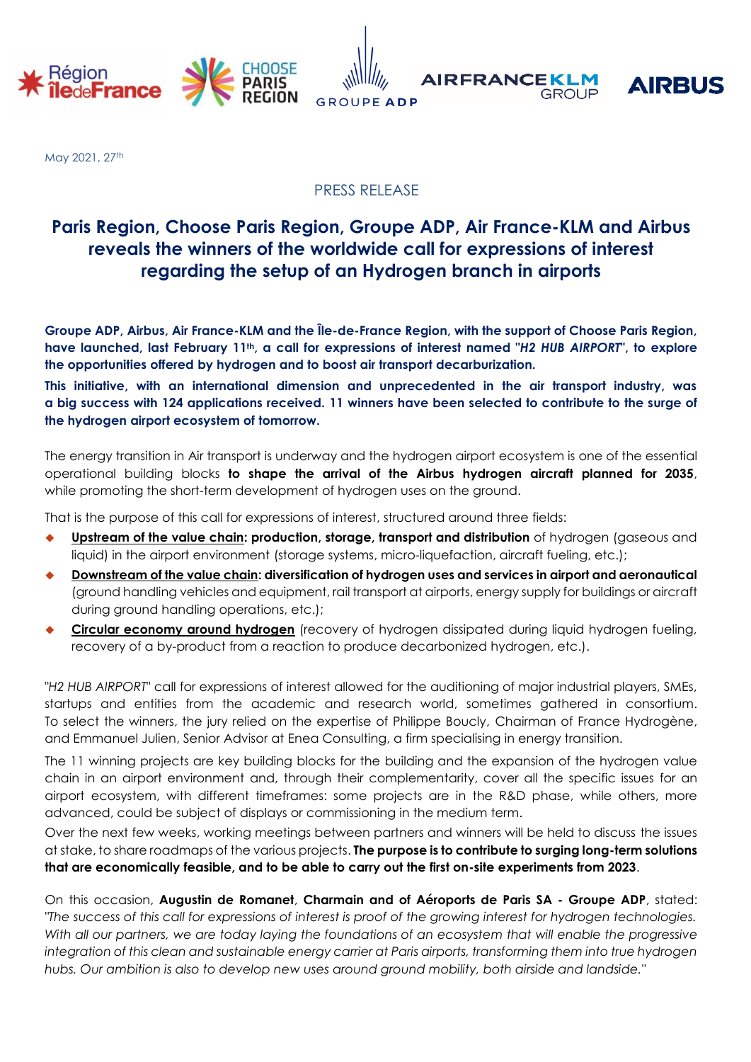May 2021, 27th

PRESS RELEASE

# Paris Region, Choose Paris Region, Groupe ADP, Air France-KLM and Airbus reveals the winners of the worldwide call for expressions of interest regarding the setup of an Hydrogen branch in airports

**Groupe ADP, Airbus, Air France-KLM and the Île-de-France Region, with the support of Choose Paris Region, have launched, last February 11th, a call for expressions of interest named "*H2 HUB AIRPORT*", to explore the opportunities offered by hydrogen and to boost air transport decarburization.**

**This initiative, with an international dimension and unprecedented in the air transport industry, was a big success with 124 applications received. 11 winners have been selected to contribute to the surge of the hydrogen airport ecosystem of tomorrow.**

The energy transition in Air transport is underway and the hydrogen airport ecosystem is one of the essential operational building blocks **to shape the arrival of the Airbus hydrogen aircraft planned for 2035**, while promoting the short-term development of hydrogen uses on the ground.

That is the purpose of this call for expressions of interest, structured around three fields:

- **Upstream of the value chain: production, storage, transport and distribution** of hydrogen (gaseous and liquid) in the airport environment (storage systems, micro-liquefaction, aircraft fueling, etc.);
- **Downstream of the value chain: diversification of hydrogen uses and services in airport and aeronautical** (ground handling vehicles and equipment, rail transport at airports, energy supply for buildings or aircraft during ground handling operations, etc.);
- **Circular economy around hydrogen** (recovery of hydrogen dissipated during liquid hydrogen fueling, recovery of a by-product from a reaction to produce decarbonized hydrogen, etc.).

"*H2 HUB AIRPORT*" call for expressions of interest allowed for the auditioning of major industrial players, SMEs, startups and entities from the academic and research world, sometimes gathered in consortium. To select the winners, the jury relied on the expertise of Philippe Boucly, Chairman of France Hydrogène, and Emmanuel Julien, Senior Advisor at Enea Consulting, a firm specialising in energy transition.

The 11 winning projects are key building blocks for the building and the expansion of the hydrogen value chain in an airport environment and, through their complementarity, cover all the specific issues for an airport ecosystem, with different timeframes: some projects are in the R&D phase, while others, more advanced, could be subject of displays or commissioning in the medium term.

Over the next few weeks, working meetings between partners and winners will be held to discuss the issues at stake, to share roadmaps of the various projects. **The purpose is to contribute to surging long-term solutions that are economically feasible, and to be able to carry out the first on-site experiments from 2023**.

On this occasion, **Augustin de Romanet**, **Charmain and of Aéroports de Paris SA - Groupe ADP**, stated: *"The success of this call for expressions of interest is proof of the growing interest for hydrogen technologies. With all our partners, we are today laying the foundations of an ecosystem that will enable the progressive integration of this clean and sustainable energy carrier at Paris airports, transforming them into true hydrogen hubs. Our ambition is also to develop new uses around ground mobility, both airside and landside."*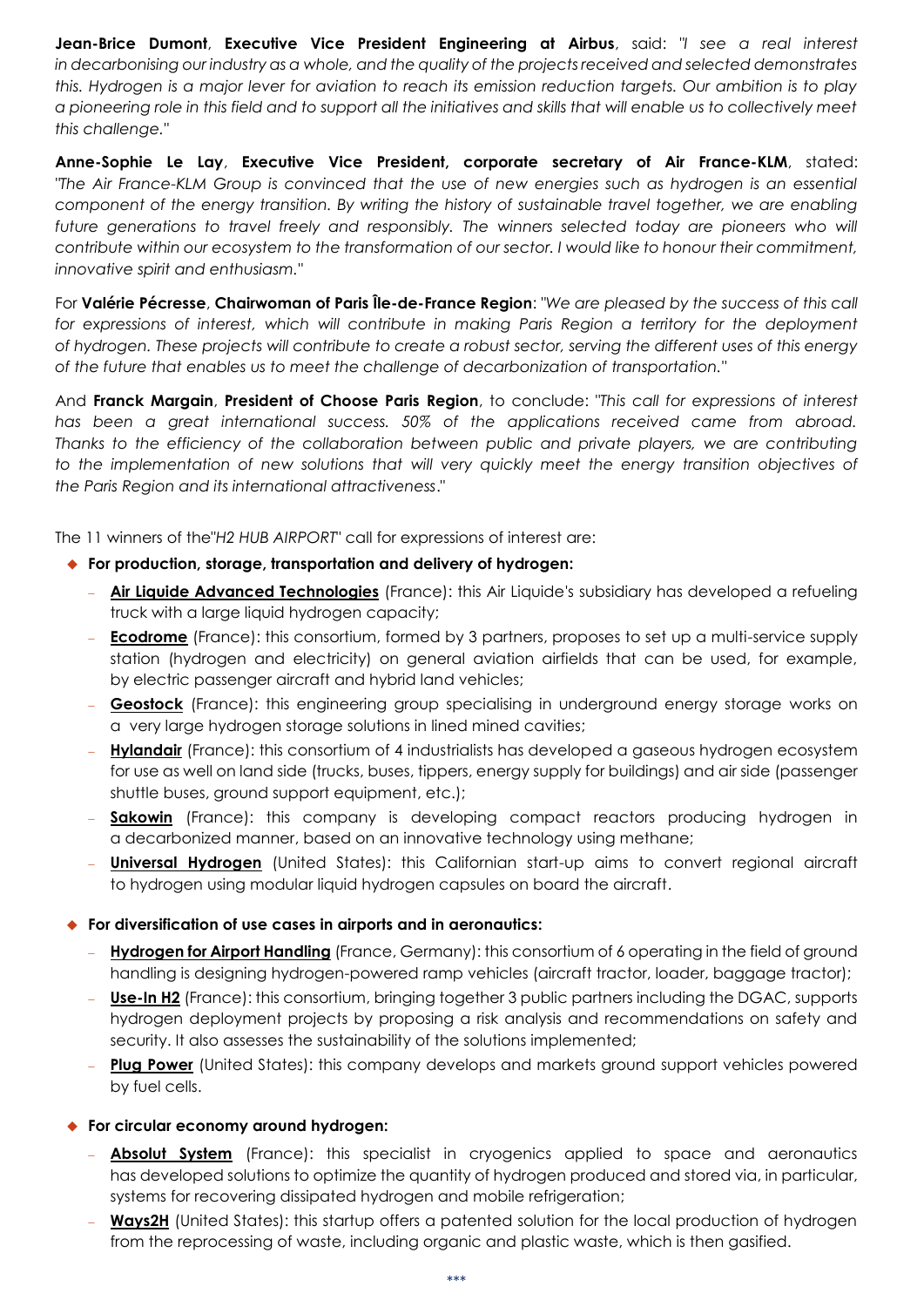**Jean-Brice Dumont**, **Executive Vice President Engineering at Airbus**, said: *"I see a real interest in decarbonising our industry as a whole, and the quality of the projects received and selected demonstrates this. Hydrogen is a major lever for aviation to reach its emission reduction targets. Our ambition is to play a pioneering role in this field and to support all the initiatives and skills that will enable us to collectively meet this challenge."*

**Anne-Sophie Le Lay**, **Executive Vice President, corporate secretary of Air France-KLM**, stated: *"The Air France-KLM Group is convinced that the use of new energies such as hydrogen is an essential component of the energy transition. By writing the history of sustainable travel together, we are enabling future generations to travel freely and responsibly. The winners selected today are pioneers who will contribute within our ecosystem to the transformation of our sector. I would like to honour their commitment, innovative spirit and enthusiasm."*

For **Valérie Pécresse**, **Chairwoman of Paris Île-de-France Region**: *"We are pleased by the success of this call for expressions of interest, which will contribute in making Paris Region a territory for the deployment of hydrogen. These projects will contribute to create a robust sector, serving the different uses of this energy of the future that enables us to meet the challenge of decarbonization of transportation."*

And **Franck Margain**, **President of Choose Paris Region**, to conclude: *"This call for expressions of interest has been a great international success. 50% of the applications received came from abroad. Thanks to the efficiency of the collaboration between public and private players, we are contributing to the implementation of new solutions that will very quickly meet the energy transition objectives of the Paris Region and its international attractiveness."*

The 11 winners of the"*H2 HUB AIRPORT*" call for expressions of interest are:

- **For production, storage, transportation and delivery of hydrogen:**
  - **Air Liquide Advanced Technologies** (France): this Air Liquide's subsidiary has developed a refueling truck with a large liquid hydrogen capacity;
  - **Ecodrome** (France): this consortium, formed by 3 partners, proposes to set up a multi-service supply station (hydrogen and electricity) on general aviation airfields that can be used, for example, by electric passenger aircraft and hybrid land vehicles;
  - **Geostock** (France): this engineering group specialising in underground energy storage works on a very large hydrogen storage solutions in lined mined cavities;
  - **Hylandair** (France): this consortium of 4 industrialists has developed a gaseous hydrogen ecosystem for use as well on land side (trucks, buses, tippers, energy supply for buildings) and air side (passenger shuttle buses, ground support equipment, etc.);
  - **Sakowin** (France): this company is developing compact reactors producing hydrogen in a decarbonized manner, based on an innovative technology using methane;
  - **Universal Hydrogen** (United States): this Californian start-up aims to convert regional aircraft to hydrogen using modular liquid hydrogen capsules on board the aircraft.

- **For diversification of use cases in airports and in aeronautics:**
  - **Hydrogen for Airport Handling** (France, Germany): this consortium of 6 operating in the field of ground handling is designing hydrogen-powered ramp vehicles (aircraft tractor, loader, baggage tractor);
  - **Use-In H2** (France): this consortium, bringing together 3 public partners including the DGAC, supports hydrogen deployment projects by proposing a risk analysis and recommendations on safety and security. It also assesses the sustainability of the solutions implemented;
  - **Plug Power** (United States): this company develops and markets ground support vehicles powered by fuel cells.

- **For circular economy around hydrogen:**
  - **Absolut System** (France): this specialist in cryogenics applied to space and aeronautics has developed solutions to optimize the quantity of hydrogen produced and stored via, in particular, systems for recovering dissipated hydrogen and mobile refrigeration;
  - **Ways2H** (United States): this startup offers a patented solution for the local production of hydrogen from the reprocessing of waste, including organic and plastic waste, which is then gasified.

\*\*\*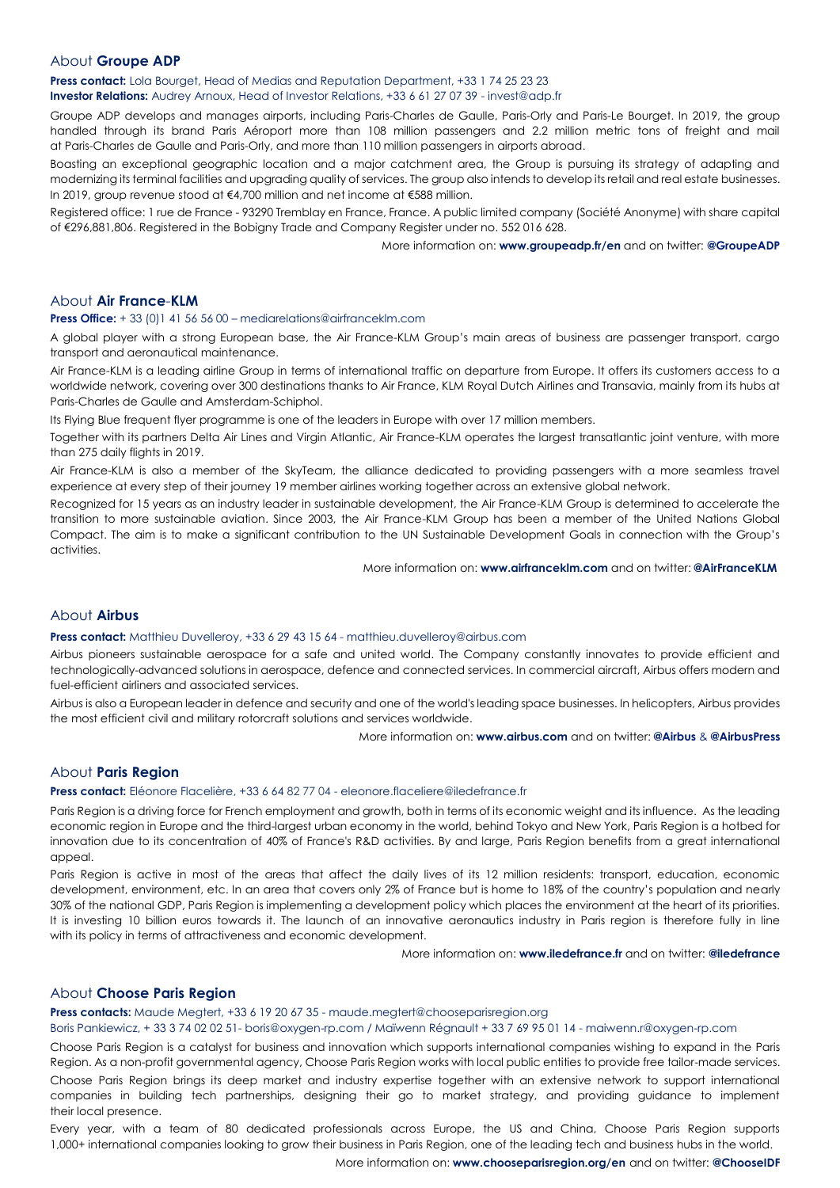## About **Groupe ADP**

**Press contact:** Lola Bourget, Head of Medias and Reputation Department, +33 1 74 25 23 23
**Investor Relations:** Audrey Arnoux, Head of Investor Relations, +33 6 61 27 07 39 - invest@adp.fr

Groupe ADP develops and manages airports, including Paris-Charles de Gaulle, Paris-Orly and Paris-Le Bourget. In 2019, the group handled through its brand Paris Aéroport more than 108 million passengers and 2.2 million metric tons of freight and mail at Paris-Charles de Gaulle and Paris-Orly, and more than 110 million passengers in airports abroad.

Boasting an exceptional geographic location and a major catchment area, the Group is pursuing its strategy of adapting and modernizing its terminal facilities and upgrading quality of services. The group also intends to develop its retail and real estate businesses. In 2019, group revenue stood at €4,700 million and net income at €588 million.

Registered office: 1 rue de France - 93290 Tremblay en France, France. A public limited company (Société Anonyme) with share capital of €296,881,806. Registered in the Bobigny Trade and Company Register under no. 552 016 628.

More information on: **www.groupeadp.fr/en** and on twitter: **@GroupeADP**

## About **Air France-KLM**

**Press Office:** + 33 (0)1 41 56 56 00 – mediarelations@airfranceklm.com

A global player with a strong European base, the Air France-KLM Group's main areas of business are passenger transport, cargo transport and aeronautical maintenance.

Air France-KLM is a leading airline Group in terms of international traffic on departure from Europe. It offers its customers access to a worldwide network, covering over 300 destinations thanks to Air France, KLM Royal Dutch Airlines and Transavia, mainly from its hubs at Paris-Charles de Gaulle and Amsterdam-Schiphol.

Its Flying Blue frequent flyer programme is one of the leaders in Europe with over 17 million members.

Together with its partners Delta Air Lines and Virgin Atlantic, Air France-KLM operates the largest transatlantic joint venture, with more than 275 daily flights in 2019.

Air France-KLM is also a member of the SkyTeam, the alliance dedicated to providing passengers with a more seamless travel experience at every step of their journey 19 member airlines working together across an extensive global network.

Recognized for 15 years as an industry leader in sustainable development, the Air France-KLM Group is determined to accelerate the transition to more sustainable aviation. Since 2003, the Air France-KLM Group has been a member of the United Nations Global Compact. The aim is to make a significant contribution to the UN Sustainable Development Goals in connection with the Group's activities.

More information on: **www.airfranceklm.com** and on twitter: **@AirFranceKLM**

## About **Airbus**

**Press contact:** Matthieu Duvelleroy, +33 6 29 43 15 64 - matthieu.duvelleroy@airbus.com

Airbus pioneers sustainable aerospace for a safe and united world. The Company constantly innovates to provide efficient and technologically-advanced solutions in aerospace, defence and connected services. In commercial aircraft, Airbus offers modern and fuel-efficient airliners and associated services.

Airbus is also a European leader in defence and security and one of the world's leading space businesses. In helicopters, Airbus provides the most efficient civil and military rotorcraft solutions and services worldwide.

More information on: **www.airbus.com** and on twitter: **@Airbus** & **@AirbusPress**

## About **Paris Region**

**Press contact:** Eléonore Flacelière, +33 6 64 82 77 04 - eleonore.flaceliere@iledefrance.fr

Paris Region is a driving force for French employment and growth, both in terms of its economic weight and its influence. As the leading economic region in Europe and the third-largest urban economy in the world, behind Tokyo and New York, Paris Region is a hotbed for innovation due to its concentration of 40% of France's R&D activities. By and large, Paris Region benefits from a great international appeal.

Paris Region is active in most of the areas that affect the daily lives of its 12 million residents: transport, education, economic development, environment, etc. In an area that covers only 2% of France but is home to 18% of the country's population and nearly 30% of the national GDP, Paris Region is implementing a development policy which places the environment at the heart of its priorities. It is investing 10 billion euros towards it. The launch of an innovative aeronautics industry in Paris region is therefore fully in line with its policy in terms of attractiveness and economic development.

More information on: **www.iledefrance.fr** and on twitter: **@iledefrance**

## About **Choose Paris Region**

**Press contacts:** Maude Megtert, +33 6 19 20 67 35 - maude.megtert@chooseparisregion.org
Boris Pankiewicz, + 33 3 74 02 02 51- boris@oxygen-rp.com / Maïwenn Régnault + 33 7 69 95 01 14 - maiwenn.r@oxygen-rp.com

Choose Paris Region is a catalyst for business and innovation which supports international companies wishing to expand in the Paris Region. As a non-profit governmental agency, Choose Paris Region works with local public entities to provide free tailor-made services.

Choose Paris Region brings its deep market and industry expertise together with an extensive network to support international companies in building tech partnerships, designing their go to market strategy, and providing guidance to implement their local presence.

Every year, with a team of 80 dedicated professionals across Europe, the US and China, Choose Paris Region supports 1,000+ international companies looking to grow their business in Paris Region, one of the leading tech and business hubs in the world.

More information on: **www.chooseparisregion.org/en** and on twitter: **@ChooseIDF**